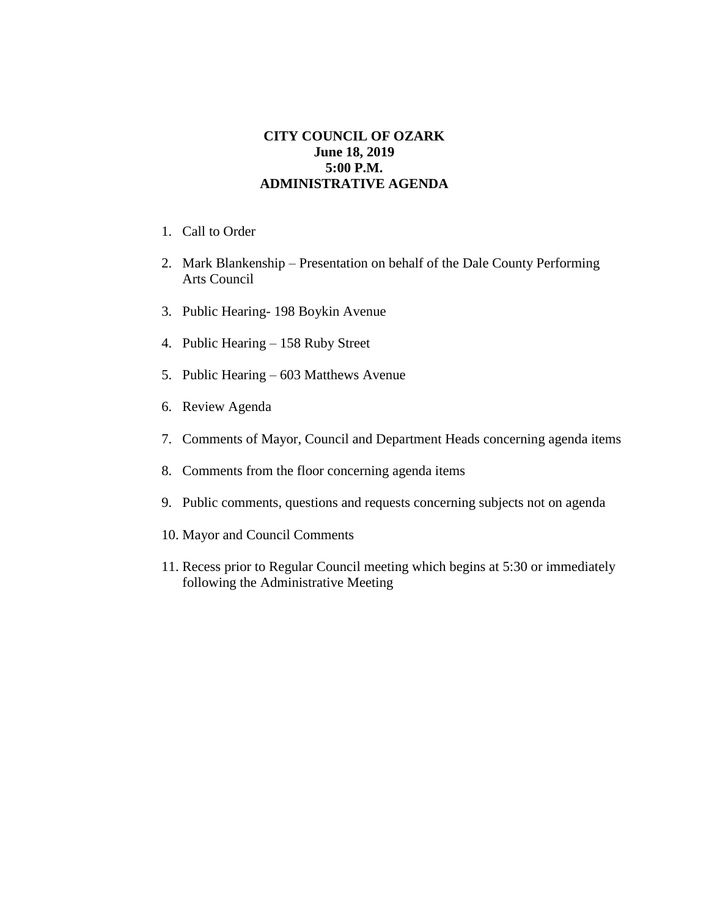# CITY COUNCIL OF OZARK
**June 18, 2019**
**5:00 P.M.**
**ADMINISTRATIVE AGENDA**

1. Call to Order
2. Mark Blankenship – Presentation on behalf of the Dale County Performing Arts Council
3. Public Hearing- 198 Boykin Avenue
4. Public Hearing – 158 Ruby Street
5. Public Hearing – 603 Matthews Avenue
6. Review Agenda
7. Comments of Mayor, Council and Department Heads concerning agenda items
8. Comments from the floor concerning agenda items
9. Public comments, questions and requests concerning subjects not on agenda
10. Mayor and Council Comments
11. Recess prior to Regular Council meeting which begins at 5:30 or immediately following the Administrative Meeting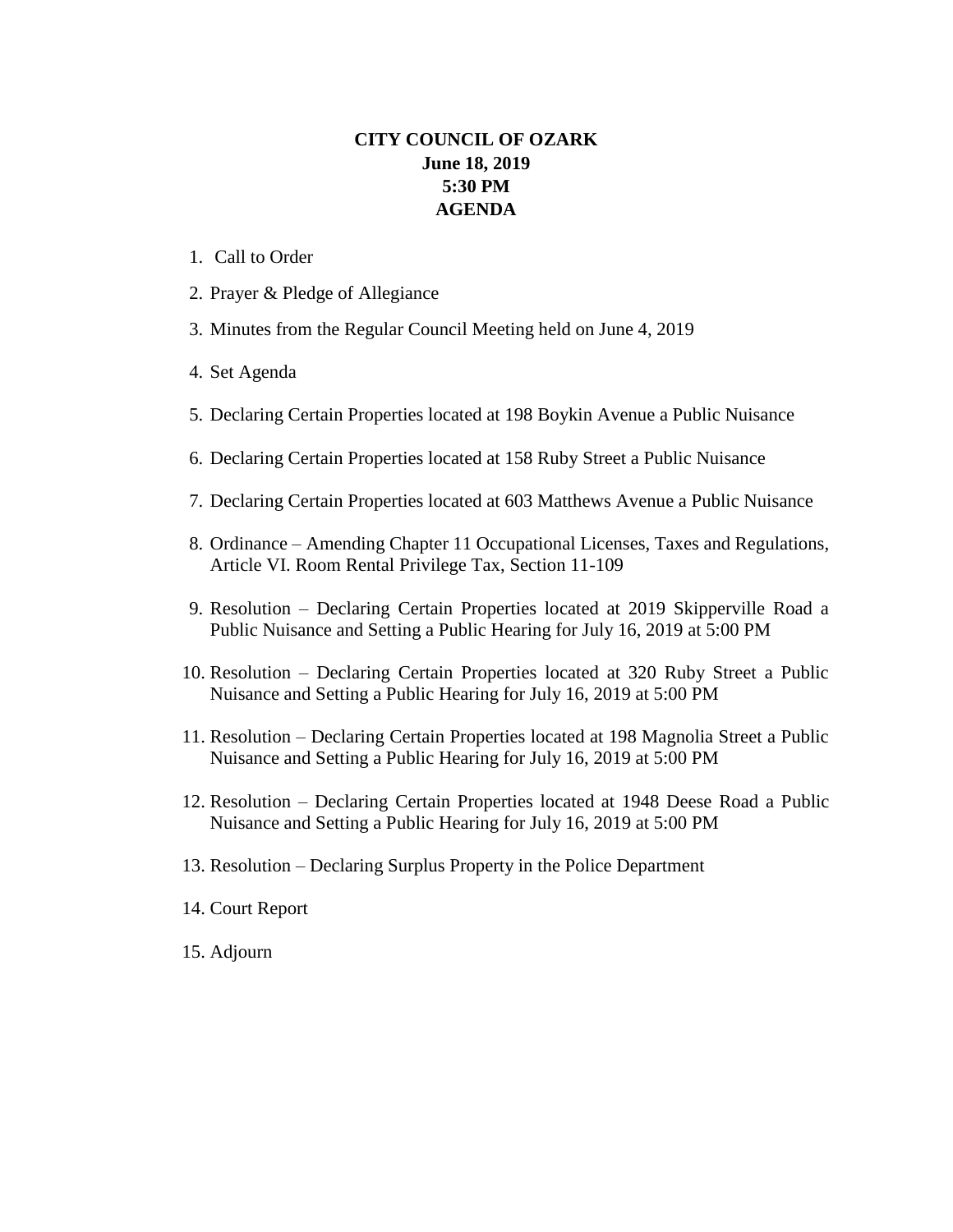**CITY COUNCIL OF OZARK**
**June 18, 2019**
**5:30 PM**
**AGENDA**

1. Call to Order
2. Prayer & Pledge of Allegiance
3. Minutes from the Regular Council Meeting held on June 4, 2019
4. Set Agenda
5. Declaring Certain Properties located at 198 Boykin Avenue a Public Nuisance
6. Declaring Certain Properties located at 158 Ruby Street a Public Nuisance
7. Declaring Certain Properties located at 603 Matthews Avenue a Public Nuisance
8. Ordinance – Amending Chapter 11 Occupational Licenses, Taxes and Regulations, Article VI. Room Rental Privilege Tax, Section 11-109
9. Resolution – Declaring Certain Properties located at 2019 Skipperville Road a Public Nuisance and Setting a Public Hearing for July 16, 2019 at 5:00 PM
10. Resolution – Declaring Certain Properties located at 320 Ruby Street a Public Nuisance and Setting a Public Hearing for July 16, 2019 at 5:00 PM
11. Resolution – Declaring Certain Properties located at 198 Magnolia Street a Public Nuisance and Setting a Public Hearing for July 16, 2019 at 5:00 PM
12. Resolution – Declaring Certain Properties located at 1948 Deese Road a Public Nuisance and Setting a Public Hearing for July 16, 2019 at 5:00 PM
13. Resolution – Declaring Surplus Property in the Police Department
14. Court Report
15. Adjourn